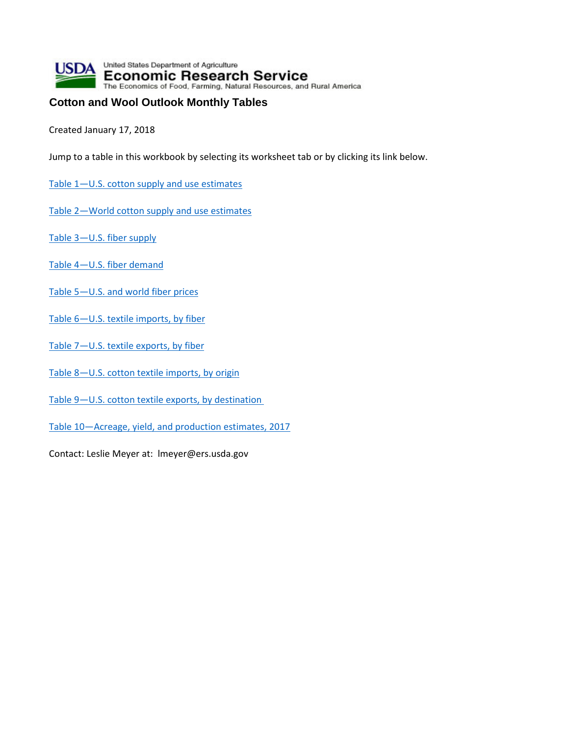United States Department of Agriculture
Economic Research Service
The Economics of Food, Farming, Natural Resources, and Rural America

## Cotton and Wool Outlook Monthly Tables

Created January 17, 2018

Jump to a table in this workbook by selecting its worksheet tab or by clicking its link below.

Table 1—U.S. cotton supply and use estimates

Table 2—World cotton supply and use estimates

Table 3—U.S. fiber supply

Table 4—U.S. fiber demand

Table 5—U.S. and world fiber prices

Table 6—U.S. textile imports, by fiber

Table 7—U.S. textile exports, by fiber

Table 8—U.S. cotton textile imports, by origin

Table 9—U.S. cotton textile exports, by destination

Table 10—Acreage, yield, and production estimates, 2017

Contact: Leslie Meyer at: lmeyer@ers.usda.gov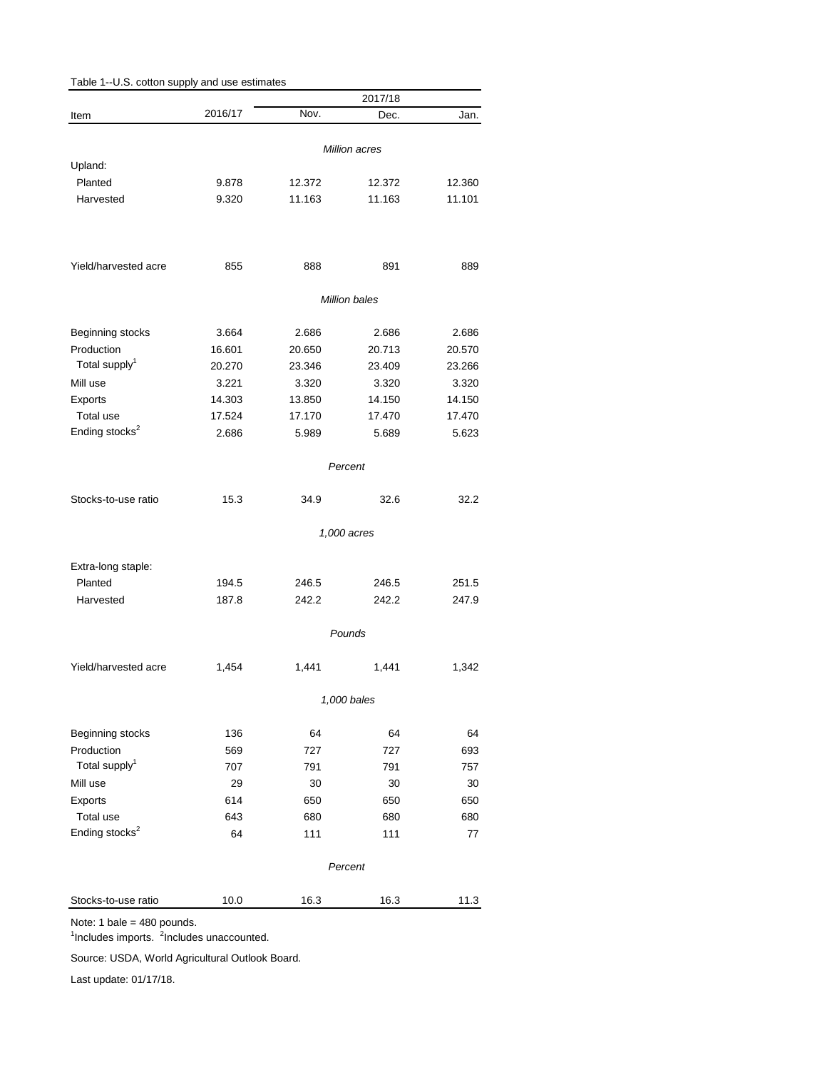Table 1--U.S. cotton supply and use estimates

| Item | 2016/17 | 2017/18 Nov. | 2017/18 Dec. | 2017/18 Jan. |
|---|---|---|---|---|
| | | *Million acres* | | |
| Upland: | | | | |
| Planted | 9.878 | 12.372 | 12.372 | 12.360 |
| Harvested | 9.320 | 11.163 | 11.163 | 11.101 |
| Yield/harvested acre | 855 | 888 | 891 | 889 |
| | | *Million bales* | | |
| Beginning stocks | 3.664 | 2.686 | 2.686 | 2.686 |
| Production | 16.601 | 20.650 | 20.713 | 20.570 |
| Total supply[1] | 20.270 | 23.346 | 23.409 | 23.266 |
| Mill use | 3.221 | 3.320 | 3.320 | 3.320 |
| Exports | 14.303 | 13.850 | 14.150 | 14.150 |
| Total use | 17.524 | 17.170 | 17.470 | 17.470 |
| Ending stocks[2] | 2.686 | 5.989 | 5.689 | 5.623 |
| | | *Percent* | | |
| Stocks-to-use ratio | 15.3 | 34.9 | 32.6 | 32.2 |
| | | *1,000 acres* | | |
| Extra-long staple: | | | | |
| Planted | 194.5 | 246.5 | 246.5 | 251.5 |
| Harvested | 187.8 | 242.2 | 242.2 | 247.9 |
| | | *Pounds* | | |
| Yield/harvested acre | 1,454 | 1,441 | 1,441 | 1,342 |
| | | *1,000 bales* | | |
| Beginning stocks | 136 | 64 | 64 | 64 |
| Production | 569 | 727 | 727 | 693 |
| Total supply[1] | 707 | 791 | 791 | 757 |
| Mill use | 29 | 30 | 30 | 30 |
| Exports | 614 | 650 | 650 | 650 |
| Total use | 643 | 680 | 680 | 680 |
| Ending stocks[2] | 64 | 111 | 111 | 77 |
| | | *Percent* | | |
| Stocks-to-use ratio | 10.0 | 16.3 | 16.3 | 11.3 |

Note: 1 bale = 480 pounds.

[1]Includes imports. [2]Includes unaccounted.

Source: USDA, World Agricultural Outlook Board.

Last update: 01/17/18.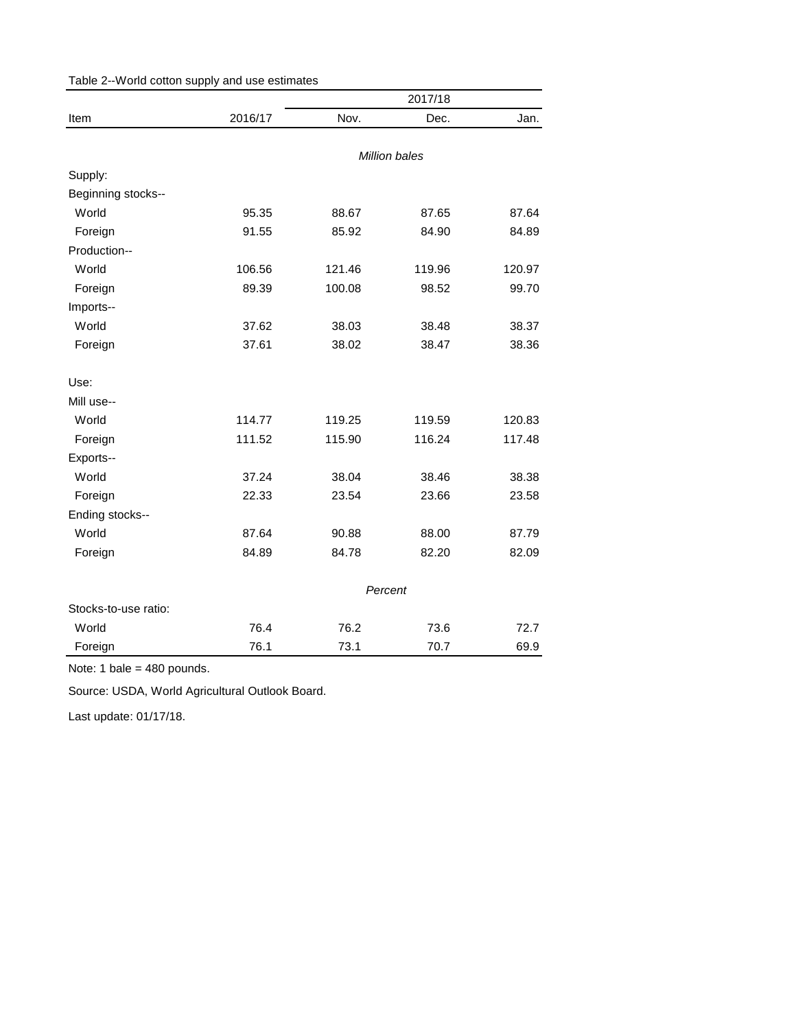Table 2--World cotton supply and use estimates

| Item | 2016/17 | 2017/18 | | |
|---|---|---|---|---|
| | | Nov. | Dec. | Jan. |
| | *Million bales* | | | |
| Supply: | | | | |
| Beginning stocks-- | | | | |
| World | 95.35 | 88.67 | 87.65 | 87.64 |
| Foreign | 91.55 | 85.92 | 84.90 | 84.89 |
| Production-- | | | | |
| World | 106.56 | 121.46 | 119.96 | 120.97 |
| Foreign | 89.39 | 100.08 | 98.52 | 99.70 |
| Imports-- | | | | |
| World | 37.62 | 38.03 | 38.48 | 38.37 |
| Foreign | 37.61 | 38.02 | 38.47 | 38.36 |
| Use: | | | | |
| Mill use-- | | | | |
| World | 114.77 | 119.25 | 119.59 | 120.83 |
| Foreign | 111.52 | 115.90 | 116.24 | 117.48 |
| Exports-- | | | | |
| World | 37.24 | 38.04 | 38.46 | 38.38 |
| Foreign | 22.33 | 23.54 | 23.66 | 23.58 |
| Ending stocks-- | | | | |
| World | 87.64 | 90.88 | 88.00 | 87.79 |
| Foreign | 84.89 | 84.78 | 82.20 | 82.09 |
| | *Percent* | | | |
| Stocks-to-use ratio: | | | | |
| World | 76.4 | 76.2 | 73.6 | 72.7 |
| Foreign | 76.1 | 73.1 | 70.7 | 69.9 |

Note: 1 bale = 480 pounds.

Source: USDA, World Agricultural Outlook Board.

Last update: 01/17/18.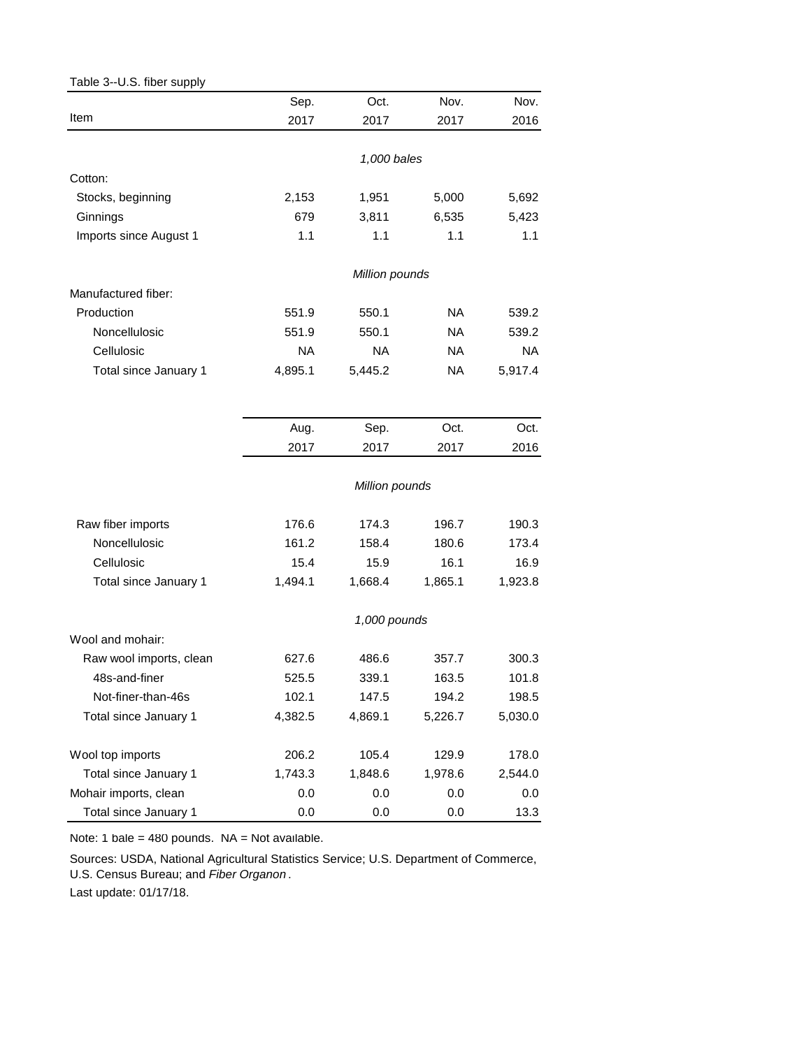Table 3--U.S. fiber supply

| Item | Sep. 2017 | Oct. 2017 | Nov. 2017 | Nov. 2016 |
|---|---|---|---|---|
| | *1,000 bales* | | | |
| Cotton: | | | | |
| Stocks, beginning | 2,153 | 1,951 | 5,000 | 5,692 |
| Ginnings | 679 | 3,811 | 6,535 | 5,423 |
| Imports since August 1 | 1.1 | 1.1 | 1.1 | 1.1 |
| | *Million pounds* | | | |
| Manufactured fiber: | | | | |
| Production | 551.9 | 550.1 | NA | 539.2 |
| Noncellulosic | 551.9 | 550.1 | NA | 539.2 |
| Cellulosic | NA | NA | NA | NA |
| Total since January 1 | 4,895.1 | 5,445.2 | NA | 5,917.4 |
| | **Aug. 2017** | **Sep. 2017** | **Oct. 2017** | **Oct. 2016** |
| | *Million pounds* | | | |
| Raw fiber imports | 176.6 | 174.3 | 196.7 | 190.3 |
| Noncellulosic | 161.2 | 158.4 | 180.6 | 173.4 |
| Cellulosic | 15.4 | 15.9 | 16.1 | 16.9 |
| Total since January 1 | 1,494.1 | 1,668.4 | 1,865.1 | 1,923.8 |
| | *1,000 pounds* | | | |
| Wool and mohair: | | | | |
| Raw wool imports, clean | 627.6 | 486.6 | 357.7 | 300.3 |
| 48s-and-finer | 525.5 | 339.1 | 163.5 | 101.8 |
| Not-finer-than-46s | 102.1 | 147.5 | 194.2 | 198.5 |
| Total since January 1 | 4,382.5 | 4,869.1 | 5,226.7 | 5,030.0 |
| Wool top imports | 206.2 | 105.4 | 129.9 | 178.0 |
| Total since January 1 | 1,743.3 | 1,848.6 | 1,978.6 | 2,544.0 |
| Mohair imports, clean | 0.0 | 0.0 | 0.0 | 0.0 |
| Total since January 1 | 0.0 | 0.0 | 0.0 | 13.3 |

Note: 1 bale = 480 pounds. NA = Not available.

Sources: USDA, National Agricultural Statistics Service; U.S. Department of Commerce, U.S. Census Bureau; and *Fiber Organon*.

Last update: 01/17/18.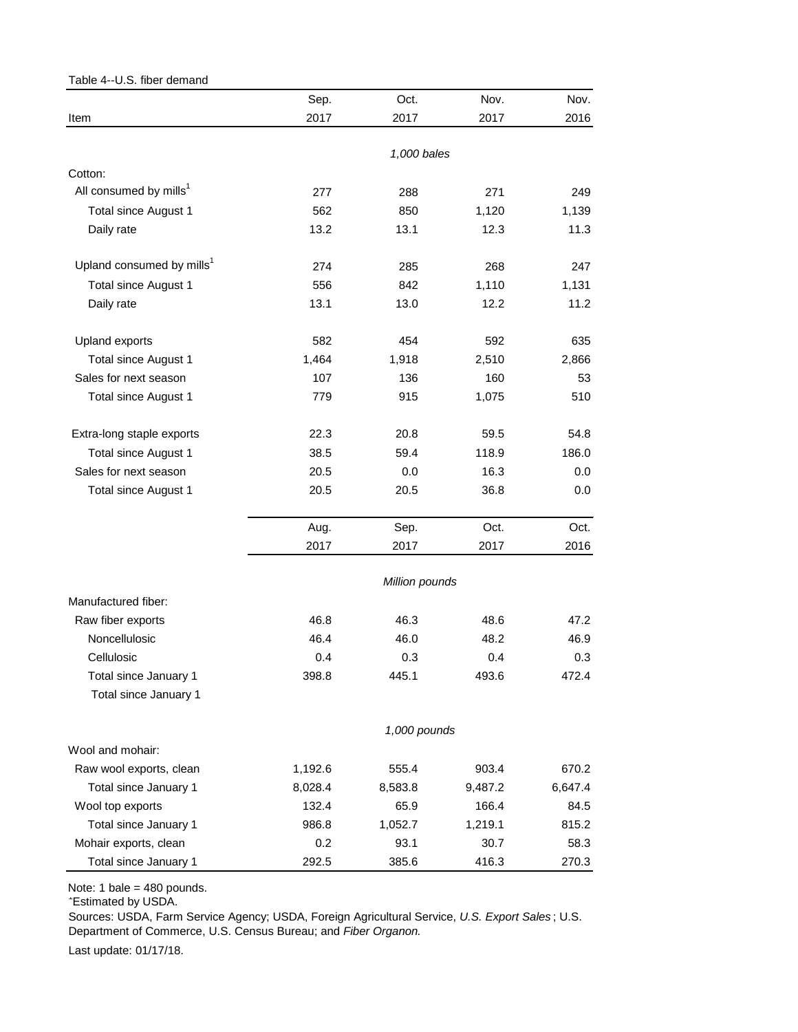Table 4--U.S. fiber demand

| Item | Sep. 2017 | Oct. 2017 | Nov. 2017 | Nov. 2016 |
|---|---|---|---|---|
| | | *1,000 bales* | | |
| Cotton: | | | | |
| All consumed by mills[1] | 277 | 288 | 271 | 249 |
| Total since August 1 | 562 | 850 | 1,120 | 1,139 |
| Daily rate | 13.2 | 13.1 | 12.3 | 11.3 |
| Upland consumed by mills[1] | 274 | 285 | 268 | 247 |
| Total since August 1 | 556 | 842 | 1,110 | 1,131 |
| Daily rate | 13.1 | 13.0 | 12.2 | 11.2 |
| Upland exports | 582 | 454 | 592 | 635 |
| Total since August 1 | 1,464 | 1,918 | 2,510 | 2,866 |
| Sales for next season | 107 | 136 | 160 | 53 |
| Total since August 1 | 779 | 915 | 1,075 | 510 |
| Extra-long staple exports | 22.3 | 20.8 | 59.5 | 54.8 |
| Total since August 1 | 38.5 | 59.4 | 118.9 | 186.0 |
| Sales for next season | 20.5 | 0.0 | 16.3 | 0.0 |
| Total since August 1 | 20.5 | 20.5 | 36.8 | 0.0 |
| | Aug. 2017 | Sep. 2017 | Oct. 2017 | Oct. 2016 |
| | | *Million pounds* | | |
| Manufactured fiber: | | | | |
| Raw fiber exports | 46.8 | 46.3 | 48.6 | 47.2 |
| Noncellulosic | 46.4 | 46.0 | 48.2 | 46.9 |
| Cellulosic | 0.4 | 0.3 | 0.4 | 0.3 |
| Total since January 1 | 398.8 | 445.1 | 493.6 | 472.4 |
| Total since January 1 | | | | |
| | | *1,000 pounds* | | |
| Wool and mohair: | | | | |
| Raw wool exports, clean | 1,192.6 | 555.4 | 903.4 | 670.2 |
| Total since January 1 | 8,028.4 | 8,583.8 | 9,487.2 | 6,647.4 |
| Wool top exports | 132.4 | 65.9 | 166.4 | 84.5 |
| Total since January 1 | 986.8 | 1,052.7 | 1,219.1 | 815.2 |
| Mohair exports, clean | 0.2 | 93.1 | 30.7 | 58.3 |
| Total since January 1 | 292.5 | 385.6 | 416.3 | 270.3 |

Note: 1 bale = 480 pounds.

[1]Estimated by USDA.

Sources: USDA, Farm Service Agency; USDA, Foreign Agricultural Service, *U.S. Export Sales*; U.S. Department of Commerce, U.S. Census Bureau; and *Fiber Organon.*

Last update: 01/17/18.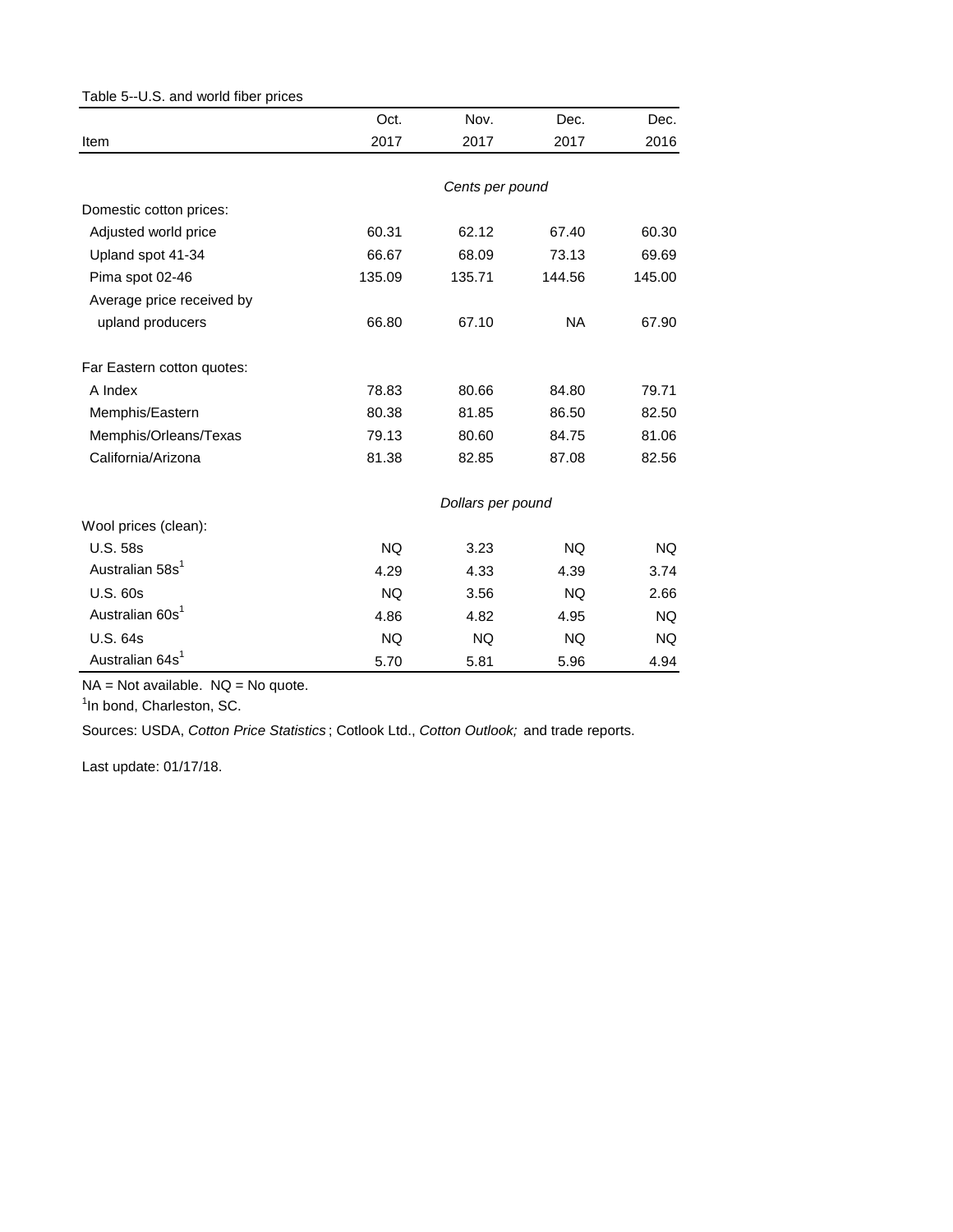Table 5--U.S. and world fiber prices

| Item | Oct. 2017 | Nov. 2017 | Dec. 2017 | Dec. 2016 |
|---|---|---|---|---|
| | *Cents per pound* | | | |
| Domestic cotton prices: | | | | |
| Adjusted world price | 60.31 | 62.12 | 67.40 | 60.30 |
| Upland spot 41-34 | 66.67 | 68.09 | 73.13 | 69.69 |
| Pima spot 02-46 | 135.09 | 135.71 | 144.56 | 145.00 |
| Average price received by upland producers | 66.80 | 67.10 | NA | 67.90 |
| Far Eastern cotton quotes: | | | | |
| A Index | 78.83 | 80.66 | 84.80 | 79.71 |
| Memphis/Eastern | 80.38 | 81.85 | 86.50 | 82.50 |
| Memphis/Orleans/Texas | 79.13 | 80.60 | 84.75 | 81.06 |
| California/Arizona | 81.38 | 82.85 | 87.08 | 82.56 |
| | *Dollars per pound* | | | |
| Wool prices (clean): | | | | |
| U.S. 58s | NQ | 3.23 | NQ | NQ |
| Australian 58s[1] | 4.29 | 4.33 | 4.39 | 3.74 |
| U.S. 60s | NQ | 3.56 | NQ | 2.66 |
| Australian 60s[1] | 4.86 | 4.82 | 4.95 | NQ |
| U.S. 64s | NQ | NQ | NQ | NQ |
| Australian 64s[1] | 5.70 | 5.81 | 5.96 | 4.94 |

NA = Not available. NQ = No quote.

[1]In bond, Charleston, SC.

Sources: USDA, *Cotton Price Statistics*; Cotlook Ltd., *Cotton Outlook;* and trade reports.

Last update: 01/17/18.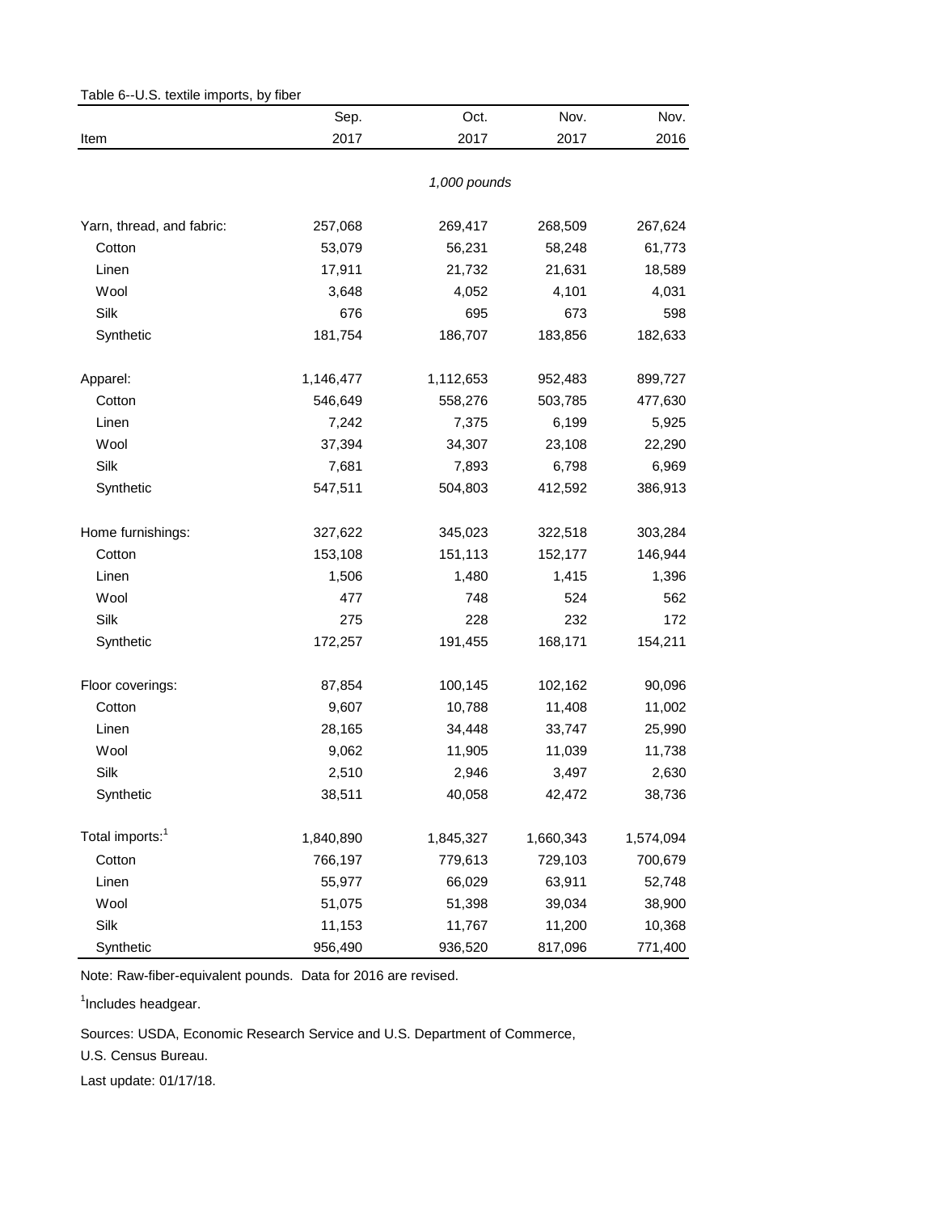Table 6--U.S. textile imports, by fiber

| Item | Sep. 2017 | Oct. 2017 | Nov. 2017 | Nov. 2016 |
|---|---|---|---|---|
| | | *1,000 pounds* | | |
| Yarn, thread, and fabric: | 257,068 | 269,417 | 268,509 | 267,624 |
| Cotton | 53,079 | 56,231 | 58,248 | 61,773 |
| Linen | 17,911 | 21,732 | 21,631 | 18,589 |
| Wool | 3,648 | 4,052 | 4,101 | 4,031 |
| Silk | 676 | 695 | 673 | 598 |
| Synthetic | 181,754 | 186,707 | 183,856 | 182,633 |
| Apparel: | 1,146,477 | 1,112,653 | 952,483 | 899,727 |
| Cotton | 546,649 | 558,276 | 503,785 | 477,630 |
| Linen | 7,242 | 7,375 | 6,199 | 5,925 |
| Wool | 37,394 | 34,307 | 23,108 | 22,290 |
| Silk | 7,681 | 7,893 | 6,798 | 6,969 |
| Synthetic | 547,511 | 504,803 | 412,592 | 386,913 |
| Home furnishings: | 327,622 | 345,023 | 322,518 | 303,284 |
| Cotton | 153,108 | 151,113 | 152,177 | 146,944 |
| Linen | 1,506 | 1,480 | 1,415 | 1,396 |
| Wool | 477 | 748 | 524 | 562 |
| Silk | 275 | 228 | 232 | 172 |
| Synthetic | 172,257 | 191,455 | 168,171 | 154,211 |
| Floor coverings: | 87,854 | 100,145 | 102,162 | 90,096 |
| Cotton | 9,607 | 10,788 | 11,408 | 11,002 |
| Linen | 28,165 | 34,448 | 33,747 | 25,990 |
| Wool | 9,062 | 11,905 | 11,039 | 11,738 |
| Silk | 2,510 | 2,946 | 3,497 | 2,630 |
| Synthetic | 38,511 | 40,058 | 42,472 | 38,736 |
| Total imports:[1] | 1,840,890 | 1,845,327 | 1,660,343 | 1,574,094 |
| Cotton | 766,197 | 779,613 | 729,103 | 700,679 |
| Linen | 55,977 | 66,029 | 63,911 | 52,748 |
| Wool | 51,075 | 51,398 | 39,034 | 38,900 |
| Silk | 11,153 | 11,767 | 11,200 | 10,368 |
| Synthetic | 956,490 | 936,520 | 817,096 | 771,400 |

Note: Raw-fiber-equivalent pounds. Data for 2016 are revised.

[1]Includes headgear.

Sources: USDA, Economic Research Service and U.S. Department of Commerce, U.S. Census Bureau.

Last update: 01/17/18.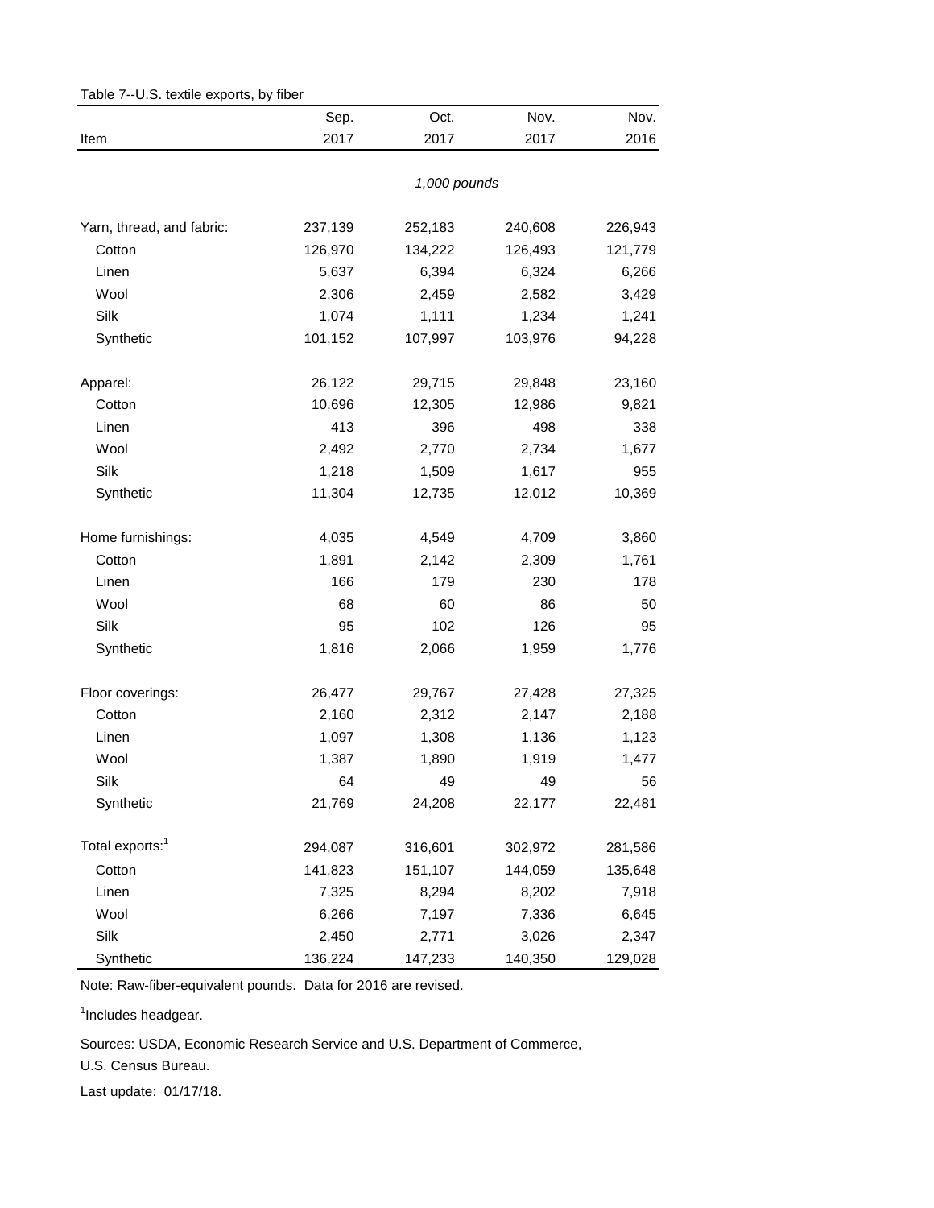Table 7--U.S. textile exports, by fiber

| Item | Sep. 2017 | Oct. 2017 | Nov. 2017 | Nov. 2016 |
|---|---|---|---|---|
| | *1,000 pounds* | | | |
| Yarn, thread, and fabric: | 237,139 | 252,183 | 240,608 | 226,943 |
| Cotton | 126,970 | 134,222 | 126,493 | 121,779 |
| Linen | 5,637 | 6,394 | 6,324 | 6,266 |
| Wool | 2,306 | 2,459 | 2,582 | 3,429 |
| Silk | 1,074 | 1,111 | 1,234 | 1,241 |
| Synthetic | 101,152 | 107,997 | 103,976 | 94,228 |
| Apparel: | 26,122 | 29,715 | 29,848 | 23,160 |
| Cotton | 10,696 | 12,305 | 12,986 | 9,821 |
| Linen | 413 | 396 | 498 | 338 |
| Wool | 2,492 | 2,770 | 2,734 | 1,677 |
| Silk | 1,218 | 1,509 | 1,617 | 955 |
| Synthetic | 11,304 | 12,735 | 12,012 | 10,369 |
| Home furnishings: | 4,035 | 4,549 | 4,709 | 3,860 |
| Cotton | 1,891 | 2,142 | 2,309 | 1,761 |
| Linen | 166 | 179 | 230 | 178 |
| Wool | 68 | 60 | 86 | 50 |
| Silk | 95 | 102 | 126 | 95 |
| Synthetic | 1,816 | 2,066 | 1,959 | 1,776 |
| Floor coverings: | 26,477 | 29,767 | 27,428 | 27,325 |
| Cotton | 2,160 | 2,312 | 2,147 | 2,188 |
| Linen | 1,097 | 1,308 | 1,136 | 1,123 |
| Wool | 1,387 | 1,890 | 1,919 | 1,477 |
| Silk | 64 | 49 | 49 | 56 |
| Synthetic | 21,769 | 24,208 | 22,177 | 22,481 |
| Total exports:[1] | 294,087 | 316,601 | 302,972 | 281,586 |
| Cotton | 141,823 | 151,107 | 144,059 | 135,648 |
| Linen | 7,325 | 8,294 | 8,202 | 7,918 |
| Wool | 6,266 | 7,197 | 7,336 | 6,645 |
| Silk | 2,450 | 2,771 | 3,026 | 2,347 |
| Synthetic | 136,224 | 147,233 | 140,350 | 129,028 |

Note: Raw-fiber-equivalent pounds. Data for 2016 are revised.

[1]Includes headgear.

Sources: USDA, Economic Research Service and U.S. Department of Commerce, U.S. Census Bureau.

Last update: 01/17/18.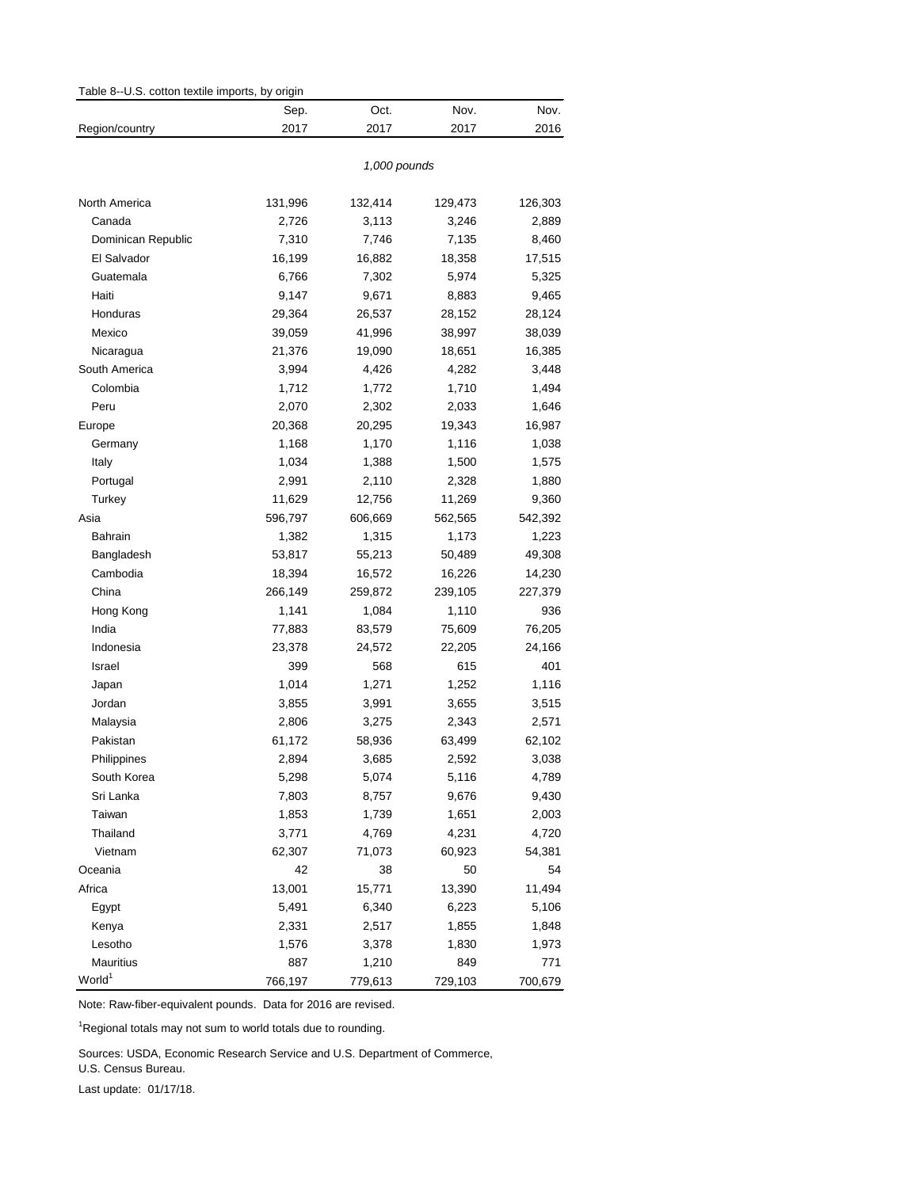Table 8--U.S. cotton textile imports, by origin

| Region/country | Sep. 2017 | Oct. 2017 | Nov. 2017 | Nov. 2016 |
|---|---|---|---|---|
| | | *1,000 pounds* | | |
| North America | 131,996 | 132,414 | 129,473 | 126,303 |
| Canada | 2,726 | 3,113 | 3,246 | 2,889 |
| Dominican Republic | 7,310 | 7,746 | 7,135 | 8,460 |
| El Salvador | 16,199 | 16,882 | 18,358 | 17,515 |
| Guatemala | 6,766 | 7,302 | 5,974 | 5,325 |
| Haiti | 9,147 | 9,671 | 8,883 | 9,465 |
| Honduras | 29,364 | 26,537 | 28,152 | 28,124 |
| Mexico | 39,059 | 41,996 | 38,997 | 38,039 |
| Nicaragua | 21,376 | 19,090 | 18,651 | 16,385 |
| South America | 3,994 | 4,426 | 4,282 | 3,448 |
| Colombia | 1,712 | 1,772 | 1,710 | 1,494 |
| Peru | 2,070 | 2,302 | 2,033 | 1,646 |
| Europe | 20,368 | 20,295 | 19,343 | 16,987 |
| Germany | 1,168 | 1,170 | 1,116 | 1,038 |
| Italy | 1,034 | 1,388 | 1,500 | 1,575 |
| Portugal | 2,991 | 2,110 | 2,328 | 1,880 |
| Turkey | 11,629 | 12,756 | 11,269 | 9,360 |
| Asia | 596,797 | 606,669 | 562,565 | 542,392 |
| Bahrain | 1,382 | 1,315 | 1,173 | 1,223 |
| Bangladesh | 53,817 | 55,213 | 50,489 | 49,308 |
| Cambodia | 18,394 | 16,572 | 16,226 | 14,230 |
| China | 266,149 | 259,872 | 239,105 | 227,379 |
| Hong Kong | 1,141 | 1,084 | 1,110 | 936 |
| India | 77,883 | 83,579 | 75,609 | 76,205 |
| Indonesia | 23,378 | 24,572 | 22,205 | 24,166 |
| Israel | 399 | 568 | 615 | 401 |
| Japan | 1,014 | 1,271 | 1,252 | 1,116 |
| Jordan | 3,855 | 3,991 | 3,655 | 3,515 |
| Malaysia | 2,806 | 3,275 | 2,343 | 2,571 |
| Pakistan | 61,172 | 58,936 | 63,499 | 62,102 |
| Philippines | 2,894 | 3,685 | 2,592 | 3,038 |
| South Korea | 5,298 | 5,074 | 5,116 | 4,789 |
| Sri Lanka | 7,803 | 8,757 | 9,676 | 9,430 |
| Taiwan | 1,853 | 1,739 | 1,651 | 2,003 |
| Thailand | 3,771 | 4,769 | 4,231 | 4,720 |
| Vietnam | 62,307 | 71,073 | 60,923 | 54,381 |
| Oceania | 42 | 38 | 50 | 54 |
| Africa | 13,001 | 15,771 | 13,390 | 11,494 |
| Egypt | 5,491 | 6,340 | 6,223 | 5,106 |
| Kenya | 2,331 | 2,517 | 1,855 | 1,848 |
| Lesotho | 1,576 | 3,378 | 1,830 | 1,973 |
| Mauritius | 887 | 1,210 | 849 | 771 |
| World[1] | 766,197 | 779,613 | 729,103 | 700,679 |

Note: Raw-fiber-equivalent pounds. Data for 2016 are revised.

[1]Regional totals may not sum to world totals due to rounding.

Sources: USDA, Economic Research Service and U.S. Department of Commerce, U.S. Census Bureau.

Last update: 01/17/18.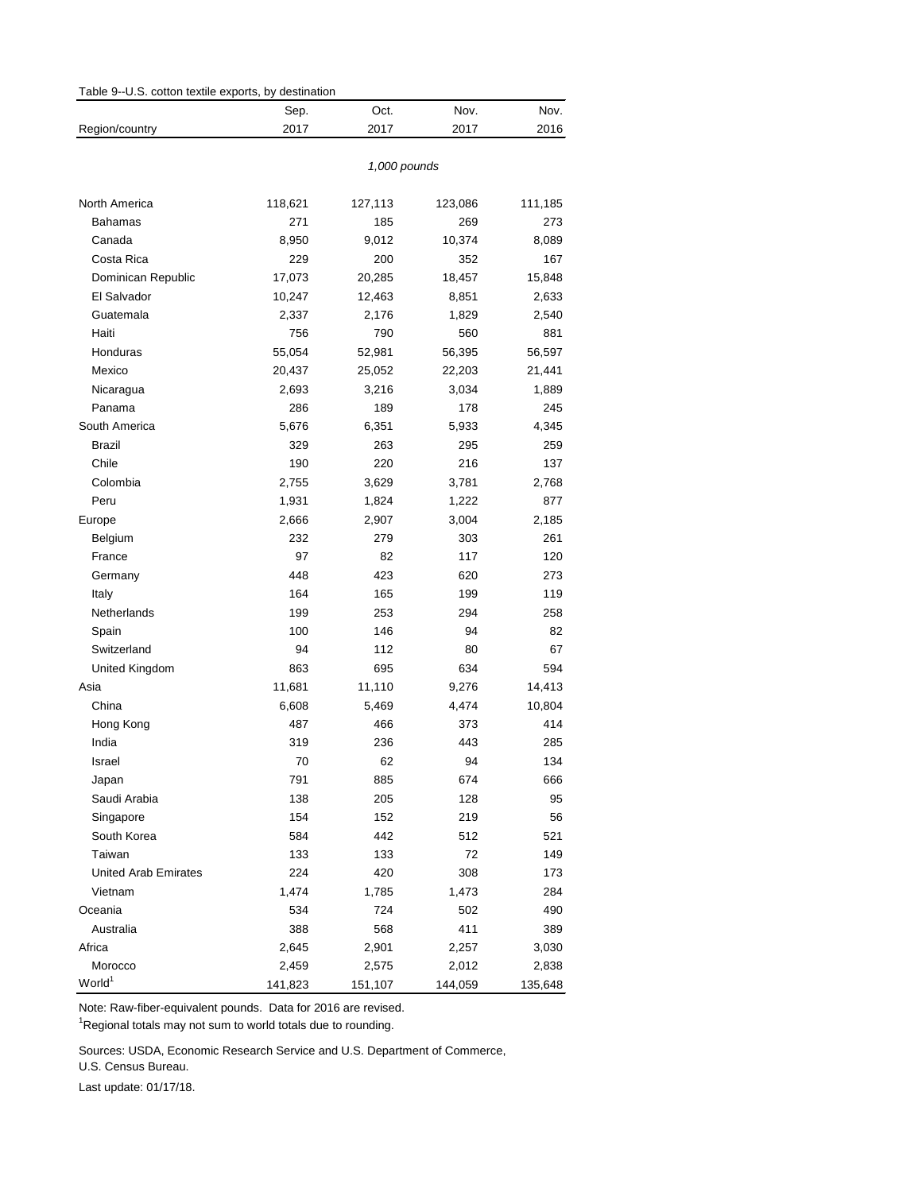Table 9--U.S. cotton textile exports, by destination

| Region/country | Sep. 2017 | Oct. 2017 | Nov. 2017 | Nov. 2016 |
|---|---|---|---|---|
| | *1,000 pounds* | | | |
| North America | 118,621 | 127,113 | 123,086 | 111,185 |
| Bahamas | 271 | 185 | 269 | 273 |
| Canada | 8,950 | 9,012 | 10,374 | 8,089 |
| Costa Rica | 229 | 200 | 352 | 167 |
| Dominican Republic | 17,073 | 20,285 | 18,457 | 15,848 |
| El Salvador | 10,247 | 12,463 | 8,851 | 2,633 |
| Guatemala | 2,337 | 2,176 | 1,829 | 2,540 |
| Haiti | 756 | 790 | 560 | 881 |
| Honduras | 55,054 | 52,981 | 56,395 | 56,597 |
| Mexico | 20,437 | 25,052 | 22,203 | 21,441 |
| Nicaragua | 2,693 | 3,216 | 3,034 | 1,889 |
| Panama | 286 | 189 | 178 | 245 |
| South America | 5,676 | 6,351 | 5,933 | 4,345 |
| Brazil | 329 | 263 | 295 | 259 |
| Chile | 190 | 220 | 216 | 137 |
| Colombia | 2,755 | 3,629 | 3,781 | 2,768 |
| Peru | 1,931 | 1,824 | 1,222 | 877 |
| Europe | 2,666 | 2,907 | 3,004 | 2,185 |
| Belgium | 232 | 279 | 303 | 261 |
| France | 97 | 82 | 117 | 120 |
| Germany | 448 | 423 | 620 | 273 |
| Italy | 164 | 165 | 199 | 119 |
| Netherlands | 199 | 253 | 294 | 258 |
| Spain | 100 | 146 | 94 | 82 |
| Switzerland | 94 | 112 | 80 | 67 |
| United Kingdom | 863 | 695 | 634 | 594 |
| Asia | 11,681 | 11,110 | 9,276 | 14,413 |
| China | 6,608 | 5,469 | 4,474 | 10,804 |
| Hong Kong | 487 | 466 | 373 | 414 |
| India | 319 | 236 | 443 | 285 |
| Israel | 70 | 62 | 94 | 134 |
| Japan | 791 | 885 | 674 | 666 |
| Saudi Arabia | 138 | 205 | 128 | 95 |
| Singapore | 154 | 152 | 219 | 56 |
| South Korea | 584 | 442 | 512 | 521 |
| Taiwan | 133 | 133 | 72 | 149 |
| United Arab Emirates | 224 | 420 | 308 | 173 |
| Vietnam | 1,474 | 1,785 | 1,473 | 284 |
| Oceania | 534 | 724 | 502 | 490 |
| Australia | 388 | 568 | 411 | 389 |
| Africa | 2,645 | 2,901 | 2,257 | 3,030 |
| Morocco | 2,459 | 2,575 | 2,012 | 2,838 |
| World[1] | 141,823 | 151,107 | 144,059 | 135,648 |

Note: Raw-fiber-equivalent pounds. Data for 2016 are revised.

[1]Regional totals may not sum to world totals due to rounding.

Sources: USDA, Economic Research Service and U.S. Department of Commerce, U.S. Census Bureau.

Last update: 01/17/18.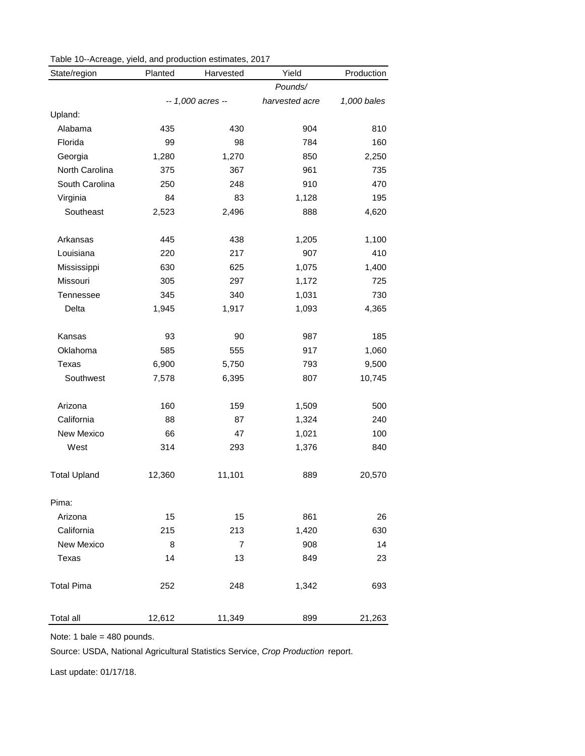Table 10--Acreage, yield, and production estimates, 2017

| State/region | Planted | Harvested | Yield | Production |
|---|---|---|---|---|
| | | | *Pounds/* | |
| | *-- 1,000 acres --* | | *harvested acre* | *1,000 bales* |
| Upland: | | | | |
| Alabama | 435 | 430 | 904 | 810 |
| Florida | 99 | 98 | 784 | 160 |
| Georgia | 1,280 | 1,270 | 850 | 2,250 |
| North Carolina | 375 | 367 | 961 | 735 |
| South Carolina | 250 | 248 | 910 | 470 |
| Virginia | 84 | 83 | 1,128 | 195 |
| Southeast | 2,523 | 2,496 | 888 | 4,620 |
| | | | | |
| Arkansas | 445 | 438 | 1,205 | 1,100 |
| Louisiana | 220 | 217 | 907 | 410 |
| Mississippi | 630 | 625 | 1,075 | 1,400 |
| Missouri | 305 | 297 | 1,172 | 725 |
| Tennessee | 345 | 340 | 1,031 | 730 |
| Delta | 1,945 | 1,917 | 1,093 | 4,365 |
| | | | | |
| Kansas | 93 | 90 | 987 | 185 |
| Oklahoma | 585 | 555 | 917 | 1,060 |
| Texas | 6,900 | 5,750 | 793 | 9,500 |
| Southwest | 7,578 | 6,395 | 807 | 10,745 |
| | | | | |
| Arizona | 160 | 159 | 1,509 | 500 |
| California | 88 | 87 | 1,324 | 240 |
| New Mexico | 66 | 47 | 1,021 | 100 |
| West | 314 | 293 | 1,376 | 840 |
| | | | | |
| Total Upland | 12,360 | 11,101 | 889 | 20,570 |
| | | | | |
| Pima: | | | | |
| Arizona | 15 | 15 | 861 | 26 |
| California | 215 | 213 | 1,420 | 630 |
| New Mexico | 8 | 7 | 908 | 14 |
| Texas | 14 | 13 | 849 | 23 |
| | | | | |
| Total Pima | 252 | 248 | 1,342 | 693 |
| | | | | |
| Total all | 12,612 | 11,349 | 899 | 21,263 |

Note: 1 bale = 480 pounds.

Source: USDA, National Agricultural Statistics Service, *Crop Production* report.

Last update: 01/17/18.